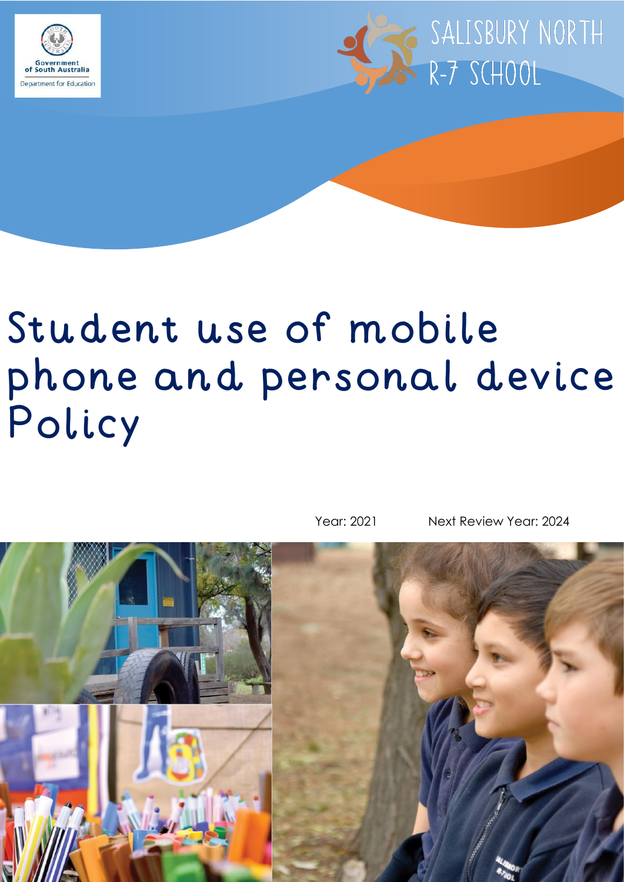Government of South Australia
Department for Education

SALISBURY NORTH R-7 SCHOOL

# Student use of mobile phone and personal device Policy

Year: 2021 Next Review Year: 2024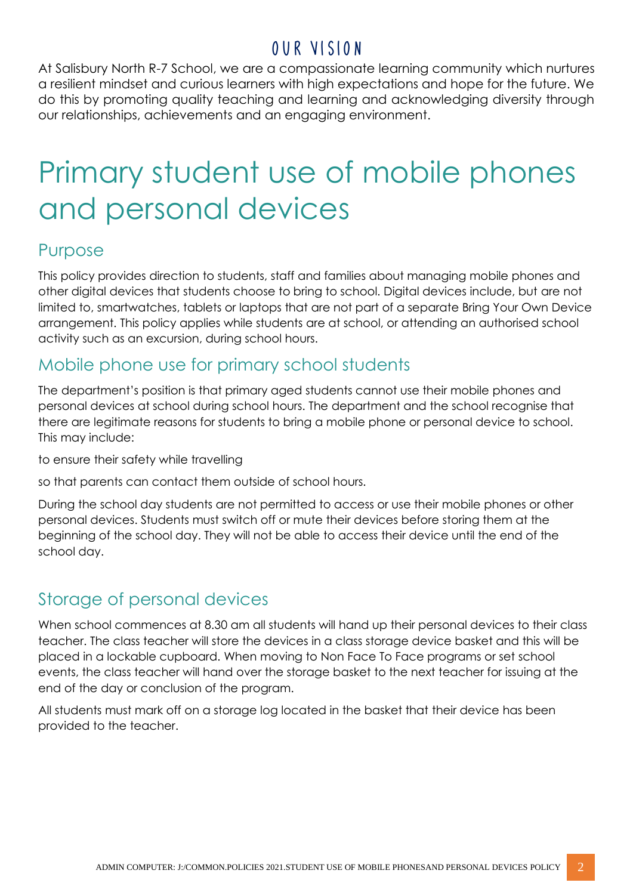## OUR VISION

At Salisbury North R-7 School, we are a compassionate learning community which nurtures a resilient mindset and curious learners with high expectations and hope for the future. We do this by promoting quality teaching and learning and acknowledging diversity through our relationships, achievements and an engaging environment.

# Primary student use of mobile phones and personal devices

## Purpose

This policy provides direction to students, staff and families about managing mobile phones and other digital devices that students choose to bring to school. Digital devices include, but are not limited to, smartwatches, tablets or laptops that are not part of a separate Bring Your Own Device arrangement. This policy applies while students are at school, or attending an authorised school activity such as an excursion, during school hours.

## Mobile phone use for primary school students

The department's position is that primary aged students cannot use their mobile phones and personal devices at school during school hours. The department and the school recognise that there are legitimate reasons for students to bring a mobile phone or personal device to school. This may include:

to ensure their safety while travelling

so that parents can contact them outside of school hours.

During the school day students are not permitted to access or use their mobile phones or other personal devices. Students must switch off or mute their devices before storing them at the beginning of the school day. They will not be able to access their device until the end of the school day.

## Storage of personal devices

When school commences at 8.30 am all students will hand up their personal devices to their class teacher. The class teacher will store the devices in a class storage device basket and this will be placed in a lockable cupboard. When moving to Non Face To Face programs or set school events, the class teacher will hand over the storage basket to the next teacher for issuing at the end of the day or conclusion of the program.

All students must mark off on a storage log located in the basket that their device has been provided to the teacher.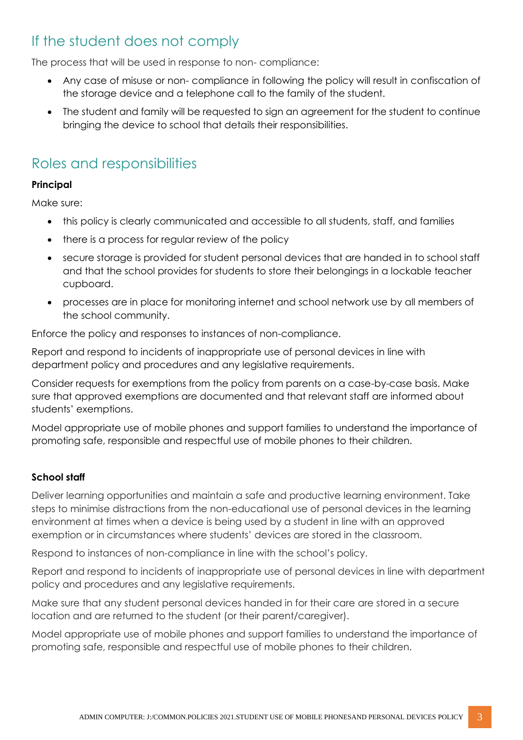## If the student does not comply

The process that will be used in response to non- compliance:

- Any case of misuse or non- compliance in following the policy will result in confiscation of the storage device and a telephone call to the family of the student.
- The student and family will be requested to sign an agreement for the student to continue bringing the device to school that details their responsibilities.

## Roles and responsibilities

**Principal**

Make sure:

- this policy is clearly communicated and accessible to all students, staff, and families
- there is a process for regular review of the policy
- secure storage is provided for student personal devices that are handed in to school staff and that the school provides for students to store their belongings in a lockable teacher cupboard.
- processes are in place for monitoring internet and school network use by all members of the school community.

Enforce the policy and responses to instances of non-compliance.

Report and respond to incidents of inappropriate use of personal devices in line with department policy and procedures and any legislative requirements.

Consider requests for exemptions from the policy from parents on a case-by-case basis. Make sure that approved exemptions are documented and that relevant staff are informed about students' exemptions.

Model appropriate use of mobile phones and support families to understand the importance of promoting safe, responsible and respectful use of mobile phones to their children.

**School staff**

Deliver learning opportunities and maintain a safe and productive learning environment. Take steps to minimise distractions from the non-educational use of personal devices in the learning environment at times when a device is being used by a student in line with an approved exemption or in circumstances where students' devices are stored in the classroom.

Respond to instances of non-compliance in line with the school's policy.

Report and respond to incidents of inappropriate use of personal devices in line with department policy and procedures and any legislative requirements.

Make sure that any student personal devices handed in for their care are stored in a secure location and are returned to the student (or their parent/caregiver).

Model appropriate use of mobile phones and support families to understand the importance of promoting safe, responsible and respectful use of mobile phones to their children.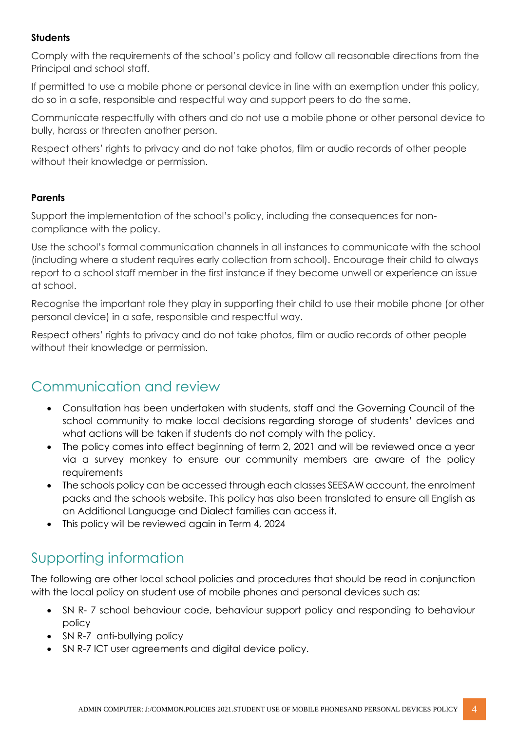**Students**

Comply with the requirements of the school's policy and follow all reasonable directions from the Principal and school staff.

If permitted to use a mobile phone or personal device in line with an exemption under this policy, do so in a safe, responsible and respectful way and support peers to do the same.

Communicate respectfully with others and do not use a mobile phone or other personal device to bully, harass or threaten another person.

Respect others' rights to privacy and do not take photos, film or audio records of other people without their knowledge or permission.

**Parents**

Support the implementation of the school's policy, including the consequences for non-compliance with the policy.

Use the school's formal communication channels in all instances to communicate with the school (including where a student requires early collection from school). Encourage their child to always report to a school staff member in the first instance if they become unwell or experience an issue at school.

Recognise the important role they play in supporting their child to use their mobile phone (or other personal device) in a safe, responsible and respectful way.

Respect others' rights to privacy and do not take photos, film or audio records of other people without their knowledge or permission.

## Communication and review

- Consultation has been undertaken with students, staff and the Governing Council of the school community to make local decisions regarding storage of students' devices and what actions will be taken if students do not comply with the policy.
- The policy comes into effect beginning of term 2, 2021 and will be reviewed once a year via a survey monkey to ensure our community members are aware of the policy requirements
- The schools policy can be accessed through each classes SEESAW account, the enrolment packs and the schools website. This policy has also been translated to ensure all English as an Additional Language and Dialect families can access it.
- This policy will be reviewed again in Term 4, 2024

## Supporting information

The following are other local school policies and procedures that should be read in conjunction with the local policy on student use of mobile phones and personal devices such as:

- SN R- 7 school behaviour code, behaviour support policy and responding to behaviour policy
- SN R-7 anti-bullying policy
- SN R-7 ICT user agreements and digital device policy.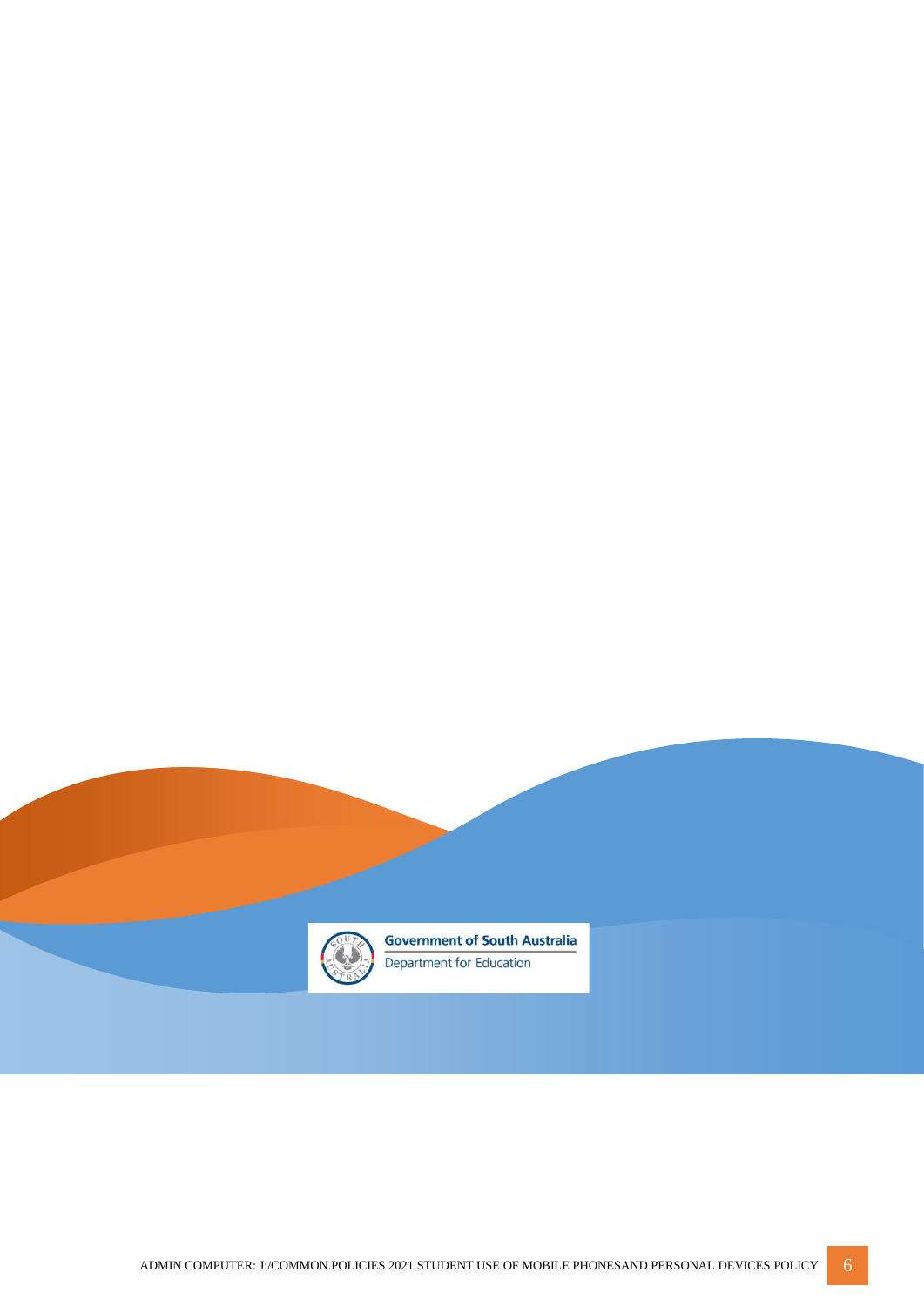Government of South Australia

Department for Education